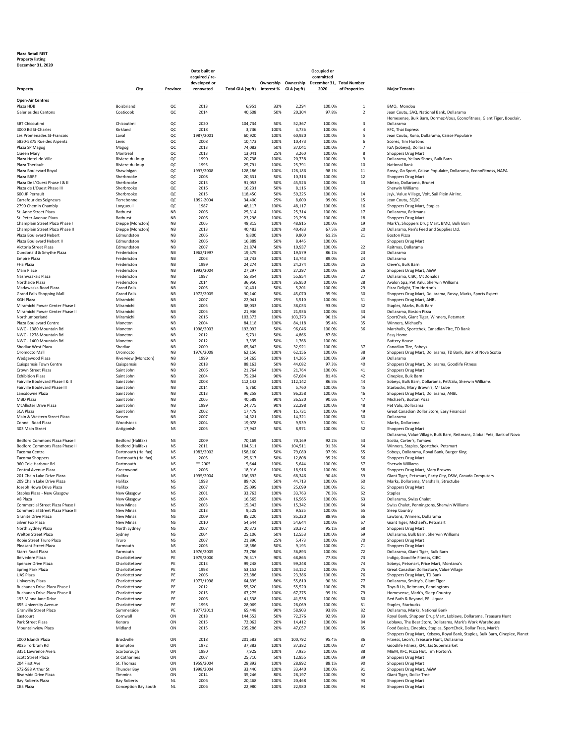**Plaza Retail REIT**
**Property listing**
**December 31, 2020**

| Property | City | Province | Date built or acquired / re-developed or renovated | Total GLA (sq ft) | Ownership Interest % | Ownership GLA (sq ft) | Occupied or committed December 31, 2020 | Total Number of Properties | Major Tenants |
|---|---|---|---|---|---|---|---|---|---|
| **Open-Air Centres** | | | | | | | | | |
| Plaza HDB | Boisbriand | QC | 2013 | 6,951 | 33% | 2,294 | 100.0% | 1 | BMO, Mondou |
| Galeries des Cantons | Coaticook | QC | 2014 | 40,608 | 50% | 20,304 | 97.8% | 2 | Jean Coutu, SAQ, National Bank, Dollarama |
| SBT Chicoutimi | Chicoutimi | QC | 2020 | 104,734 | 50% | 52,367 | 100.0% | 3 | Homesense, Bulk Barn, Dormez-Vous, Econofitness, Giant Tiger, Bouclair, Dollarama |
| 3000 Bd St-Charles | Kirkland | QC | 2018 | 3,736 | 100% | 3,736 | 100.0% | 4 | KFC, Thai Express |
| Les Promenades St-Francois | Laval | QC | 1987/2001 | 60,920 | 100% | 60,920 | 100.0% | 5 | Jean Coutu, Rona, Dollarama, Caisse Populaire |
| 5830-5875 Rue des Arpents | Levis | QC | 2008 | 10,473 | 100% | 10,473 | 100.0% | 6 | Scores, Tim Hortons |
| Plaza SP Magog | Magog | QC | 2013 | 74,082 | 50% | 37,041 | 100.0% | 7 | IGA (Sobeys), Dollarama |
| Queen Mary | Montreal | QC | 2013 | 13,041 | 25% | 3,260 | 100.0% | 8 | Shoppers Drug Mart |
| Plaza Hotel-de-Ville | Riviere-du-loup | QC | 1990 | 20,738 | 100% | 20,738 | 100.0% | 9 | Dollarama, Yellow Shoes, Bulk Barn |
| Plaza Theriault | Riviere-du-loup | QC | 1995 | 25,791 | 100% | 25,791 | 100.0% | 10 | National Bank |
| Plaza Boulevard Royal | Shawinigan | QC | 1997/2008 | 128,186 | 100% | 128,186 | 98.1% | 11 | Rossy, Go Sport, Caisse Populaire, Dollarama, EconoFitness, NAPA |
| Plaza BBRF | Sherbrooke | QC | 2008 | 20,631 | 50% | 10,316 | 100.0% | 12 | Shoppers Drug Mart |
| Plaza De L'Ouest Phase I & II | Sherbrooke | QC | 2013 | 91,053 | 50% | 45,526 | 100.0% | 13 | Metro, Dollarama, Brunet |
| Plaza de L'Ouest Phase III | Sherbrooke | QC | 2016 | 16,231 | 50% | 8,116 | 100.0% | | Sherwin Williams |
| 600 JP Perrault | Sherbrooke | QC | 2015 | 118,450 | 50% | 59,225 | 100.0% | 14 | Jsyk, Value Village, Volt, Sail Plein Air Inc. |
| Carrefour des Seigneurs | Terrebonne | QC | 1992-2004 | 34,400 | 25% | 8,600 | 99.0% | 15 | Jean Coutu, SQDC |
| 2790 Chemin Chambly | Longueuil | QC | 1987 | 48,117 | 100% | 48,117 | 100.0% | 16 | Shoppers Drug Mart, Staples |
| St. Anne Street Plaza | Bathurst | NB | 2006 | 25,314 | 100% | 25,314 | 100.0% | 17 | Dollarama, Reitmans |
| St. Peter Avenue Plaza | Bathurst | NB | 2006 | 23,298 | 100% | 23,298 | 100.0% | 18 | Shoppers Drug Mart |
| Champlain Street Plaza Phase I | Dieppe (Moncton) | NB | 2005 | 48,815 | 100% | 48,815 | 100.0% | 19 | Mark's, Shoppers Drug Mart, BMO, Bulk Barn |
| Champlain Street Plaza Phase II | Dieppe (Moncton) | NB | 2013 | 40,483 | 100% | 40,483 | 67.5% | 20 | Dollarama, Ren's Feed and Supplies Ltd. |
| Plaza Boulevard Hebert | Edmundston | NB | 2006 | 9,800 | 100% | 9,800 | 61.2% | 21 | Boston Pizza |
| Plaza Boulevard Hebert II | Edmundston | NB | 2006 | 16,889 | 50% | 8,445 | 100.0% | | Shoppers Drug Mart |
| Victoria Street Plaza | Edmundston | NB | 2007 | 21,874 | 50% | 10,937 | 100.0% | 22 | Reitmas, Dollarama |
| Dundonald & Smythe Plaza | Fredericton | NB | 1962/1997 | 19,579 | 100% | 19,579 | 86.1% | 23 | Dollarama |
| Empire Plaza | Fredericton | NB | 2003 | 13,743 | 100% | 13,743 | 89.0% | 24 | Dollarama |
| FHS Plaza | Fredericton | NB | 1999 | 24,274 | 100% | 24,274 | 100.0% | 25 | Cleve's, Bulk Barn |
| Main Place | Fredericton | NB | 1992/2004 | 27,297 | 100% | 27,297 | 100.0% | 26 | Shoppers Drug Mart, A&W |
| Nashwaaksis Plaza | Fredericton | NB | 1997 | 55,854 | 100% | 55,854 | 100.0% | 27 | Dollarama, CIBC, McDonalds |
| Northside Plaza | Fredericton | NB | 2014 | 36,950 | 100% | 36,950 | 100.0% | 28 | Avalon Spa, Pet Valu, Sherwin Williams |
| Madawaska Road Plaza | Grand Falls | NB | 2005 | 10,401 | 50% | 5,201 | 100.0% | 29 | Pizza Delight, Tim Horton's |
| Grand Falls Shopping Mall | Grand Falls | NB | 1972/2005 | 90,140 | 50% | 45,070 | 95.9% | 30 | Shoppers Drug Mart, Dollarama, Rossy, Marks, Sports Expert |
| KGH Plaza | Miramichi | NB | 2007 | 22,041 | 25% | 5,510 | 100.0% | 31 | Shoppers Drug Mart, ANBL |
| Miramichi Power Center Phase I | Miramichi | NB | 2005 | 38,033 | 100% | 38,033 | 93.0% | 32 | Staples, Marks, Bulk Barn |
| Miramichi Power Center Phase II | Miramichi | NB | 2005 | 21,936 | 100% | 21,936 | 100.0% | 33 | Dollarama, Boston Pizza |
| Northumberland | Miramichi | NB | 2016 | 103,373 | 100% | 103,373 | 96.1% | 34 | SportChek, Giant Tiger, Winners, Petsmart |
| Plaza Boulevard Centre | Moncton | NB | 2004 | 84,118 | 100% | 84,118 | 95.4% | 35 | Winners, Michael's |
| NWC - 1380 Mountain Rd | Moncton | NB | 1998/2003 | 192,092 | 50% | 96,046 | 100.0% | 36 | Marshalls, Sportchek, Canadian Tire, TD Bank |
| NWC - 1278 Mountain Rd | Moncton | NB | 2012 | 9,731 | 50% | 4,866 | 87.6% | | Easy Home |
| NWC - 1400 Mountain Rd | Moncton | NB | 2012 | 3,535 | 50% | 1,768 | 100.0% | | Battery House |
| Shediac West Plaza | Shediac | NB | 2009 | 65,842 | 50% | 32,921 | 100.0% | 37 | Canadian Tire, Sobeys |
| Oromocto Mall | Oromocto | NB | 1976/2008 | 62,156 | 100% | 62,156 | 100.0% | 38 | Shoppers Drug Mart, Dollarama, TD Bank, Bank of Nova Scotia |
| Wedgewood Plaza | Riverview (Moncton) | NB | 1999 | 14,265 | 100% | 14,265 | 100.0% | 39 | Dollarama |
| Quispamsis Town Centre | Quispamsis | NB | 2018 | 88,163 | 50% | 44,082 | 97.3% | 40 | Shoppers Drug Mart, Dollarama, Goodlife Fitness |
| Crown Street Plaza | Saint John | NB | 2006 | 21,764 | 100% | 21,764 | 100.0% | 41 | Shoppers Drug Mart |
| Exhibition Plaza | Saint John | NB | 2004 | 75,204 | 90% | 67,684 | 81.4% | 42 | Cineplex, Bulk Barn |
| Fairville Boulevard Phase I & II | Saint John | NB | 2008 | 112,142 | 100% | 112,142 | 86.5% | 44 | Sobeys, Bulk Barn, Dollarama, PetValu, Sherwin Williams |
| Fairville Boulevard Phase III | Saint John | NB | 2014 | 5,760 | 100% | 5,760 | 100.0% | 45 | Starbucks, Mary Brown's, Mr Lube |
| Lansdowne Plaza | Saint John | NB | 2013 | 96,258 | 100% | 96,258 | 100.0% | 46 | Shoppers Drug Mart, Dollarama, ANBL |
| MBD Plaza | Saint John | NB | 2005 | 40,589 | 90% | 36,530 | 90.6% | 47 | Michael's, Boston Pizza |
| McAllister Drive Plaza | Saint John | NB | 1999 | 24,775 | 90% | 22,298 | 100.0% | 48 | Pet Valu, Dollarama |
| SCA Plaza | Saint John | NB | 2002 | 17,479 | 90% | 15,731 | 100.0% | 49 | Great Canadian Dollar Store, Easy Financial |
| Main & Western Street Plaza | Sussex | NB | 2007 | 14,321 | 100% | 14,321 | 100.0% | 50 | Dollarama |
| Connell Road Plaza | Woodstock | NB | 2004 | 19,078 | 50% | 9,539 | 100.0% | 51 | Marks, Dollarama |
| 303 Main Street | Antigonish | NS | 2005 | 17,942 | 50% | 8,971 | 100.0% | 52 | Shoppers Drug Mart |
| Bedford Commons Plaza Phase I | Bedford (Halifax) | NS | 2009 | 70,169 | 100% | 70,169 | 92.2% | 53 | Dollarama, Value Village, Bulk Barn, Reitmans, Global Pets, Bank of Nova Scotia, Carter's, Tomavo |
| Bedford Commons Plaza Phase II | Bedford (Halifax) | NS | 2011 | 104,511 | 100% | 104,511 | 91.3% | 54 | Winners, Staples, Sportchek, Petsmart |
| Tacoma Centre | Dartmouth (Halifax) | NS | 1983/2002 | 158,160 | 50% | 79,080 | 97.9% | 55 | Sobeys, Dollarama, Royal Bank, Burger King |
| Tacoma Shoppers | Dartmouth (Halifax) | NS | 2005 | 25,617 | 50% | 12,808 | 95.2% | 56 | Shoppers Drug Mart |
| 960 Cole Harbour Rd | Dartmouth | NS | ** 2005 | 5,644 | 100% | 5,644 | 100.0% | 57 | Sherwin Williams |
| Central Avenue Plaza | Greenwood | NS | 2006 | 18,916 | 100% | 18,916 | 100.0% | 58 | Shoppers Drug Mart, Mary Browns |
| 201 Chain Lake Drive Plaza | Halifax | NS | 1995/2004 | 136,692 | 50% | 68,346 | 90.4% | 59 | Giant Tiger, Petsmart, Party City, DSW, Canada Computers |
| 209 Chain Lake Drive Plaza | Halifax | NS | 1998 | 89,426 | 50% | 44,713 | 100.0% | 60 | Marks, Dollarama, Marshalls, Structube |
| Joseph Howe Drive Plaza | Halifax | NS | 2007 | 25,099 | 100% | 25,099 | 100.0% | 61 | Shoppers Drug Mart |
| Staples Plaza - New Glasgow | New Glasgow | NS | 2001 | 33,763 | 100% | 33,763 | 70.3% | 62 | Staples |
| V8 Plaza | New Glasgow | NS | 2004 | 16,565 | 100% | 16,565 | 100.0% | 63 | Dollarama, Swiss Chalet |
| Commercial Street Plaza Phase I | New Minas | NS | 2003 | 15,342 | 100% | 15,342 | 100.0% | 64 | Swiss Chalet, Penningtons, Sherwin Williams |
| Commercial Street Plaza Phase II | New Minas | NS | 2013 | 9,525 | 100% | 9,525 | 100.0% | 65 | Sleep Country |
| Granite Drive Plaza | New Minas | NS | 2009 | 85,220 | 100% | 85,220 | 88.9% | 66 | Lawtons, Winners, Dollarama |
| Silver Fox Plaza | New Minas | NS | 2010 | 54,644 | 100% | 54,644 | 100.0% | 67 | Giant Tiger, Michael's, Petsmart |
| North Sydney Plaza | North Sydney | NS | 2007 | 20,372 | 100% | 20,372 | 95.1% | 68 | Shoppers Drug Mart |
| Welton Street Plaza | Sydney | NS | 2004 | 25,106 | 50% | 12,553 | 100.0% | 69 | Dollarama, Bulk Barn, Sherwin Williams |
| Robie Street Truro Plaza | Truro | NS | 2007 | 21,890 | 25% | 5,473 | 100.0% | 70 | Shoppers Drug Mart |
| Pleasant Street Plaza | Yarmouth | NS | 2005 | 18,386 | 50% | 9,193 | 100.0% | 71 | Shoppers Drug Mart |
| Starrs Road Plaza | Yarmouth | NS | 1976/2005 | 73,786 | 50% | 36,893 | 100.0% | 72 | Dollarama, Giant Tiger, Bulk Barn |
| Belvedere Plaza | Charlottetown | PE | 1979/2000 | 76,517 | 90% | 68,865 | 77.8% | 73 | Indigo, Goodlife Fitness, CIBC |
| Spencer Drive Plaza | Charlottetown | PE | 2013 | 99,248 | 100% | 99,248 | 100.0% | 74 | Sobeys, Petsmart, Price Mart, Montana's |
| Spring Park Plaza | Charlottetown | PE | 1998 | 53,152 | 100% | 53,152 | 100.0% | 75 | Great Canadian Dollarstore, Value Village |
| UAS Plaza | Charlottetown | PE | 2006 | 23,386 | 100% | 23,386 | 100.0% | 76 | Shoppers Drug Mart, TD Bank |
| University Plaza | Charlottetown | PE | 1977/1998 | 64,895 | 86% | 55,810 | 90.3% | 77 | Dollarama, Smitty's, Giant Tiger |
| Buchanan Drive Plaza Phase I | Charlottetown | PE | 2012 | 55,520 | 100% | 55,520 | 100.0% | 78 | Toys R Us, Reitmans, Penningtons |
| Buchanan Drive Plaza Phase II | Charlottetown | PE | 2015 | 67,275 | 100% | 67,275 | 99.1% | 79 | Homesense, Mark's, Sleep Country |
| 193 Minna Jane Drive | Charlottetown | PE | 2006 | 41,538 | 100% | 41,538 | 100.0% | 80 | Bed Bath & Beyond, PEI Liquor |
| 655 University Avenue | Charlottetown | PE | 1998 | 28,069 | 100% | 28,069 | 100.0% | 81 | Staples, Starbucks |
| Granville Street Plaza | Summerside | PE | 1977/2011 | 65,448 | 90% | 58,903 | 93.8% | 82 | Dollarama, Marks, National Bank |
| Eastcourt | Cornwall | ON | 2018 | 144,552 | 50% | 72,276 | 92.9% | 83 | Royal Bank, Shopper Drug Mart, Loblaws, Dollarama, Treasure Hunt |
| Park Street Plaza | Kenora | ON | 2015 | 72,062 | 20% | 14,412 | 100.0% | 84 | Loblaws, The Beer Store, Dollarama, Mark's Work Warehouse |
| Mountainview Plaza | Midland | ON | 2015 | 235,286 | 20% | 47,057 | 100.0% | 85 | Food Basics, Cineplex, Staples, SportChek, Dollar Tree, Mark's |
| 1000 Islands Plaza | Brockville | ON | 2018 | 201,583 | 50% | 100,792 | 95.4% | 86 | Shoppers Drug Mart, Kelseys, Royal Bank, Staples, Bulk Barn, Cineplex, Planet Fitness, Leon's, Treasure Hunt, Dollarama |
| 9025 Torbram Rd | Brampton | ON | 1972 | 37,382 | 100% | 37,382 | 100.0% | 87 | Goodlife Fitness, KFC, Jas Supermarket |
| 3351 Lawrence Ave E | Scarborough | ON | 1980 | 7,925 | 100% | 7,925 | 100.0% | 88 | M&M, KFC, Pizza Hut, Tim Horton's |
| Scott Street Plaza | St Catharines | ON | 2007 | 25,710 | 50% | 12,855 | 100.0% | 89 | Shoppers Drug Mart |
| 204 First Ave | St. Thomas | ON | 1959/2004 | 28,892 | 100% | 28,892 | 88.1% | 90 | Shoppers Drug Mart |
| 572-588 Arthur St | Thunder Bay | ON | 1998/2004 | 33,440 | 100% | 33,440 | 100.0% | 91 | Shoppers Drug Mart, A&W |
| Riverside Drive Plaza | Timmins | ON | 2014 | 35,246 | 80% | 28,197 | 100.0% | 92 | Giant Tiger, Dollar Tree |
| Bay Roberts Plaza | Bay Roberts | NL | 2006 | 20,468 | 100% | 20,468 | 100.0% | 93 | Shoppers Drug Mart |
| CBS Plaza | Conception Bay South | NL | 2006 | 22,980 | 100% | 22,980 | 100.0% | 94 | Shoppers Drug Mart |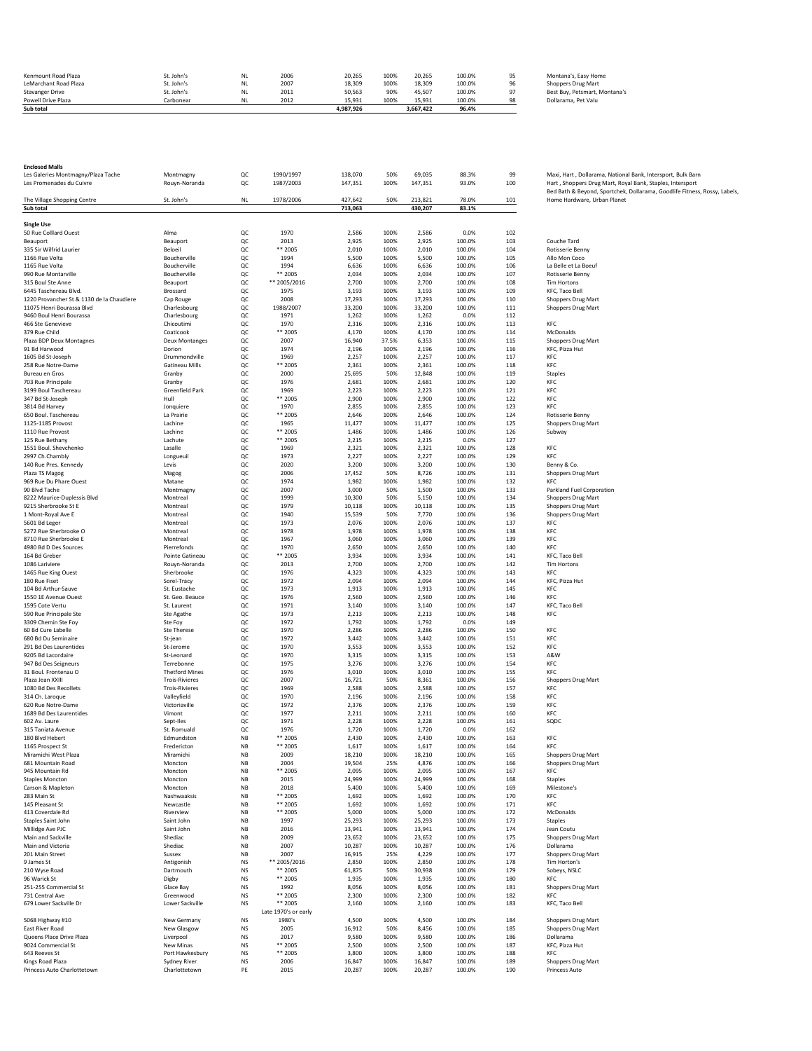| | | | | | | | | | |
|---|---|---|---|---|---|---|---|---|---|
| Kenmount Road Plaza | St. John's | NL | 2006 | 20,265 | 100% | 20,265 | 100.0% | 95 | Montana's, Easy Home |
| LeMarchant Road Plaza | St. John's | NL | 2007 | 18,309 | 100% | 18,309 | 100.0% | 96 | Shoppers Drug Mart |
| Stavanger Drive | St. John's | NL | 2011 | 50,563 | 90% | 45,507 | 100.0% | 97 | Best Buy, Petsmart, Montana's |
| Powell Drive Plaza | Carbonear | NL | 2012 | 15,931 | 100% | 15,931 | 100.0% | 98 | Dollarama, Pet Valu |
| **Sub total** | | | | **4,987,926** | | **3,667,422** | **96.4%** | | |

| | | | | | | | | | |
|---|---|---|---|---|---|---|---|---|---|
| **Enclosed Malls** | | | | | | | | | |
| Les Galeries Montmagny/Plaza Tache | Montmagny | QC | 1990/1997 | 138,070 | 50% | 69,035 | 88.3% | 99 | Maxi, Hart , Dollarama, National Bank, Intersport, Bulk Barn |
| Les Promenades du Cuivre | Rouyn-Noranda | QC | 1987/2003 | 147,351 | 100% | 147,351 | 93.0% | 100 | Hart , Shoppers Drug Mart, Royal Bank, Staples, Intersport |
| The Village Shopping Centre | St. John's | NL | 1978/2006 | 427,642 | 50% | 213,821 | 78.0% | 101 | Bed Bath & Beyond, Sportchek, Dollarama, Goodlife Fitness, Rossy, Labels, Home Hardware, Urban Planet |
| **Sub total** | | | | **713,063** | | **430,207** | **83.1%** | | |

| | | | | | | | | | |
|---|---|---|---|---|---|---|---|---|---|
| **Single Use** | | | | | | | | | |
| 50 Rue Colllard Ouest | Alma | QC | 1970 | 2,586 | 100% | 2,586 | 0.0% | 102 | |
| Beauport | Beauport | QC | 2013 | 2,925 | 100% | 2,925 | 100.0% | 103 | Couche Tard |
| 335 Sir Wilfrid Laurier | Beloeil | QC | ** 2005 | 2,010 | 100% | 2,010 | 100.0% | 104 | Rotisserie Benny |
| 1166 Rue Volta | Boucherville | QC | 1994 | 5,500 | 100% | 5,500 | 100.0% | 105 | Allo Mon Coco |
| 1165 Rue Volta | Boucherville | QC | 1994 | 6,636 | 100% | 6,636 | 100.0% | 106 | La Belle et La Boeuf |
| 990 Rue Montarville | Boucherville | QC | ** 2005 | 2,034 | 100% | 2,034 | 100.0% | 107 | Rotisserie Benny |
| 315 Boul Ste Anne | Beaupré | QC | ** 2005/2016 | 2,700 | 100% | 2,700 | 100.0% | 108 | Tim Hortons |
| 6445 Taschereau Blvd. | Brossard | QC | 1975 | 3,193 | 100% | 3,193 | 100.0% | 109 | KFC, Taco Bell |
| 1220 Provancher St & 1130 de la Chaudiere | Cap Rouge | QC | 2008 | 17,293 | 100% | 17,293 | 100.0% | 110 | Shoppers Drug Mart |
| 11075 Henri Bourassa Blvd | Charlesbourg | QC | 1988/2007 | 33,200 | 100% | 33,200 | 100.0% | 111 | Shoppers Drug Mart |
| 9460 Boul Henri Bourassa | Charlesbourg | QC | 1971 | 1,262 | 100% | 1,262 | 0.0% | 112 | |
| 466 Ste Genevieve | Chicoutimi | QC | 1970 | 2,316 | 100% | 2,316 | 100.0% | 113 | KFC |
| 379 Rue Child | Coaticook | QC | ** 2005 | 4,170 | 100% | 4,170 | 100.0% | 114 | McDonalds |
| Plaza BDP Deux Montagnes | Deux Montanges | QC | 2007 | 16,940 | 37.5% | 6,353 | 100.0% | 115 | Shoppers Drug Mart |
| 91 Bd Harwood | Dorion | QC | 1974 | 2,196 | 100% | 2,196 | 100.0% | 116 | KFC, Pizza Hut |
| 1605 Bd St-Joseph | Drummondville | QC | 1969 | 2,257 | 100% | 2,257 | 100.0% | 117 | KFC |
| 258 Rue Notre-Dame | Gatineau Mills | QC | ** 2005 | 2,361 | 100% | 2,361 | 100.0% | 118 | KFC |
| Bureau en Gros | Granby | QC | 2000 | 25,695 | 50% | 12,848 | 100.0% | 119 | Staples |
| 703 Rue Principale | Granby | QC | 1976 | 2,681 | 100% | 2,681 | 100.0% | 120 | KFC |
| 3199 Boul Taschereau | Greenfield Park | QC | 1969 | 2,223 | 100% | 2,223 | 100.0% | 121 | KFC |
| 347 Bd St-Joseph | Hull | QC | ** 2005 | 2,900 | 100% | 2,900 | 100.0% | 122 | KFC |
| 3814 Bd Harvey | Jonquiere | QC | 1970 | 2,855 | 100% | 2,855 | 100.0% | 123 | KFC |
| 650 Boul. Taschereau | La Prairie | QC | ** 2005 | 2,646 | 100% | 2,646 | 100.0% | 124 | Rotisserie Benny |
| 1125-1185 Provost | Lachine | QC | 1965 | 11,477 | 100% | 11,477 | 100.0% | 125 | Shoppers Drug Mart |
| 1110 Rue Provost | Lachine | QC | ** 2005 | 1,486 | 100% | 1,486 | 100.0% | 126 | Subway |
| 125 Rue Bethany | Lachute | QC | ** 2005 | 2,215 | 100% | 2,215 | 0.0% | 127 | |
| 1551 Boul. Shevchenko | Lasalle | QC | 1969 | 2,321 | 100% | 2,321 | 100.0% | 128 | KFC |
| 2997 Ch.Chambly | Longueuil | QC | 1973 | 2,227 | 100% | 2,227 | 100.0% | 129 | KFC |
| 140 Rue Pres. Kennedy | Levis | QC | 2020 | 3,200 | 100% | 3,200 | 100.0% | 130 | Benny & Co. |
| Plaza TS Magog | Magog | QC | 2006 | 17,452 | 50% | 8,726 | 100.0% | 131 | Shoppers Drug Mart |
| 969 Rue Du Phare Ouest | Matane | QC | 1974 | 1,982 | 100% | 1,982 | 100.0% | 132 | KFC |
| 90 Blvd Tache | Montmagny | QC | 2007 | 3,000 | 50% | 1,500 | 100.0% | 133 | Parkland Fuel Corporation |
| 8222 Maurice-Duplessis Blvd | Montreal | QC | 1999 | 10,300 | 50% | 5,150 | 100.0% | 134 | Shoppers Drug Mart |
| 9215 Sherbrooke St E | Montreal | QC | 1979 | 10,118 | 100% | 10,118 | 100.0% | 135 | Shoppers Drug Mart |
| 1 Mont-Royal Ave E | Montreal | QC | 1940 | 15,539 | 50% | 7,770 | 100.0% | 136 | Shoppers Drug Mart |
| 5601 Bd Leger | Montreal | QC | 1973 | 2,076 | 100% | 2,076 | 100.0% | 137 | KFC |
| 5272 Rue Sherbrooke O | Montreal | QC | 1978 | 1,978 | 100% | 1,978 | 100.0% | 138 | KFC |
| 8710 Rue Sherbrooke E | Montreal | QC | 1967 | 3,060 | 100% | 3,060 | 100.0% | 139 | KFC |
| 4980 Bd D Des Sources | Pierrefonds | QC | 1970 | 2,650 | 100% | 2,650 | 100.0% | 140 | KFC |
| 164 Bd Greber | Pointe Gatineau | QC | ** 2005 | 3,934 | 100% | 3,934 | 100.0% | 141 | KFC, Taco Bell |
| 1086 Lariviere | Rouyn-Noranda | QC | 2013 | 2,700 | 100% | 2,700 | 100.0% | 142 | Tim Hortons |
| 1465 Rue King Ouest | Sherbrooke | QC | 1976 | 4,323 | 100% | 4,323 | 100.0% | 143 | KFC |
| 180 Rue Fiset | Sorel-Tracy | QC | 1972 | 2,094 | 100% | 2,094 | 100.0% | 144 | KFC, Pizza Hut |
| 104 Bd Arthur-Sauve | St. Eustache | QC | 1973 | 1,913 | 100% | 1,913 | 100.0% | 145 | KFC |
| 1550 1E Avenue Ouest | St. Geo. Beauce | QC | 1976 | 2,560 | 100% | 2,560 | 100.0% | 146 | KFC |
| 1595 Cote Vertu | St. Laurent | QC | 1971 | 3,140 | 100% | 3,140 | 100.0% | 147 | KFC, Taco Bell |
| 590 Rue Principale Ste | Ste Agathe | QC | 1973 | 2,213 | 100% | 2,213 | 100.0% | 148 | KFC |
| 3309 Chemin Ste Foy | Ste Foy | QC | 1972 | 1,792 | 100% | 1,792 | 0.0% | 149 | |
| 60 Bd Cure Labelle | Ste Therese | QC | 1970 | 2,286 | 100% | 2,286 | 100.0% | 150 | KFC |
| 680 Bd Du Seminaire | St-jean | QC | 1972 | 3,442 | 100% | 3,442 | 100.0% | 151 | KFC |
| 291 Bd Des Laurentides | St-Jerome | QC | 1970 | 3,553 | 100% | 3,553 | 100.0% | 152 | KFC |
| 9205 Bd Lacordaire | St-Leonard | QC | 1970 | 3,315 | 100% | 3,315 | 100.0% | 153 | A&W |
| 947 Bd Des Seigneurs | Terrebonne | QC | 1975 | 3,276 | 100% | 3,276 | 100.0% | 154 | KFC |
| 31 Boul. Frontenau O | Thetford Mines | QC | 1976 | 3,010 | 100% | 3,010 | 100.0% | 155 | KFC |
| Plaza Jean XXIII | Trois-Rivieres | QC | 2007 | 16,721 | 50% | 8,361 | 100.0% | 156 | Shoppers Drug Mart |
| 1080 Bd Des Recollets | Trois-Rivieres | QC | 1969 | 2,588 | 100% | 2,588 | 100.0% | 157 | KFC |
| 314 Ch. Laroque | Valleyfield | QC | 1970 | 2,196 | 100% | 2,196 | 100.0% | 158 | KFC |
| 620 Rue Notre-Dame | Victoriaville | QC | 1972 | 2,376 | 100% | 2,376 | 100.0% | 159 | KFC |
| 1689 Bd Des Laurentides | Vimont | QC | 1977 | 2,211 | 100% | 2,211 | 100.0% | 160 | KFC |
| 602 Av. Laure | Sept-Iles | QC | 1971 | 2,228 | 100% | 2,228 | 100.0% | 161 | SQDC |
| 315 Taniata Avenue | St. Romuald | QC | 1976 | 1,720 | 100% | 1,720 | 0.0% | 162 | |
| 180 Blvd Hebert | Edmundston | NB | ** 2005 | 2,430 | 100% | 2,430 | 100.0% | 163 | KFC |
| 1165 Prospect St | Fredericton | NB | ** 2005 | 1,617 | 100% | 1,617 | 100.0% | 164 | KFC |
| Miramichi West Plaza | Miramichi | NB | 2009 | 18,210 | 100% | 18,210 | 100.0% | 165 | Shoppers Drug Mart |
| 681 Mountain Road | Moncton | NB | 2004 | 19,504 | 25% | 4,876 | 100.0% | 166 | Shoppers Drug Mart |
| 945 Mountain Rd | Moncton | NB | ** 2005 | 2,095 | 100% | 2,095 | 100.0% | 167 | KFC |
| Staples Moncton | Moncton | NB | 2015 | 24,999 | 100% | 24,999 | 100.0% | 168 | Staples |
| Carson & Mapleton | Moncton | NB | 2018 | 5,400 | 100% | 5,400 | 100.0% | 169 | Milestone's |
| 283 Main St | Nashwaaksis | NB | ** 2005 | 1,692 | 100% | 1,692 | 100.0% | 170 | KFC |
| 145 Pleasant St | Newcastle | NB | ** 2005 | 1,692 | 100% | 1,692 | 100.0% | 171 | KFC |
| 413 Coverdale Rd | Riverview | NB | ** 2005 | 5,000 | 100% | 5,000 | 100.0% | 172 | McDonalds |
| Staples Saint John | Saint John | NB | 1997 | 25,293 | 100% | 25,293 | 100.0% | 173 | Staples |
| Millidge Ave PJC | Saint John | NB | 2016 | 13,941 | 100% | 13,941 | 100.0% | 174 | Jean Coutu |
| Main and Sackville | Shediac | NB | 2009 | 23,652 | 100% | 23,652 | 100.0% | 175 | Shoppers Drug Mart |
| Main and Victoria | Shediac | NB | 2007 | 10,287 | 100% | 10,287 | 100.0% | 176 | Dollarama |
| 201 Main Street | Sussex | NB | 2007 | 16,915 | 25% | 4,229 | 100.0% | 177 | Shoppers Drug Mart |
| 9 James St | Antigonish | NS | ** 2005/2016 | 2,850 | 100% | 2,850 | 100.0% | 178 | Tim Horton's |
| 210 Wyse Road | Dartmouth | NS | ** 2005 | 61,875 | 50% | 30,938 | 100.0% | 179 | Sobeys, NSLC |
| 96 Warick St | Digby | NS | ** 2005 | 1,935 | 100% | 1,935 | 100.0% | 180 | KFC |
| 251-255 Commercial St | Glace Bay | NS | 1992 | 8,056 | 100% | 8,056 | 100.0% | 181 | Shoppers Drug Mart |
| 731 Central Ave | Greenwood | NS | ** 2005 | 2,300 | 100% | 2,300 | 100.0% | 182 | KFC |
| 679 Lower Sackville Dr | Lower Sackville | NS | ** 2005 | 2,160 | 100% | 2,160 | 100.0% | 183 | KFC, Taco Bell |
| 5068 Highway #10 | New Germany | NS | Late 1970's or early 1980's | 4,500 | 100% | 4,500 | 100.0% | 184 | Shoppers Drug Mart |
| East River Road | New Glasgow | NS | 2005 | 16,912 | 50% | 8,456 | 100.0% | 185 | Shoppers Drug Mart |
| Queens Place Drive Plaza | Liverpool | NS | 2017 | 9,580 | 100% | 9,580 | 100.0% | 186 | Dollarama |
| 9024 Commercial St | New Minas | NS | ** 2005 | 2,500 | 100% | 2,500 | 100.0% | 187 | KFC, Pizza Hut |
| 643 Reeves St | Port Hawkesbury | NS | ** 2005 | 3,800 | 100% | 3,800 | 100.0% | 188 | KFC |
| Kings Road Plaza | Sydney River | NS | 2006 | 16,847 | 100% | 16,847 | 100.0% | 189 | Shoppers Drug Mart |
| Princess Auto Charlottetown | Charlottetown | PE | 2015 | 20,287 | 100% | 20,287 | 100.0% | 190 | Princess Auto |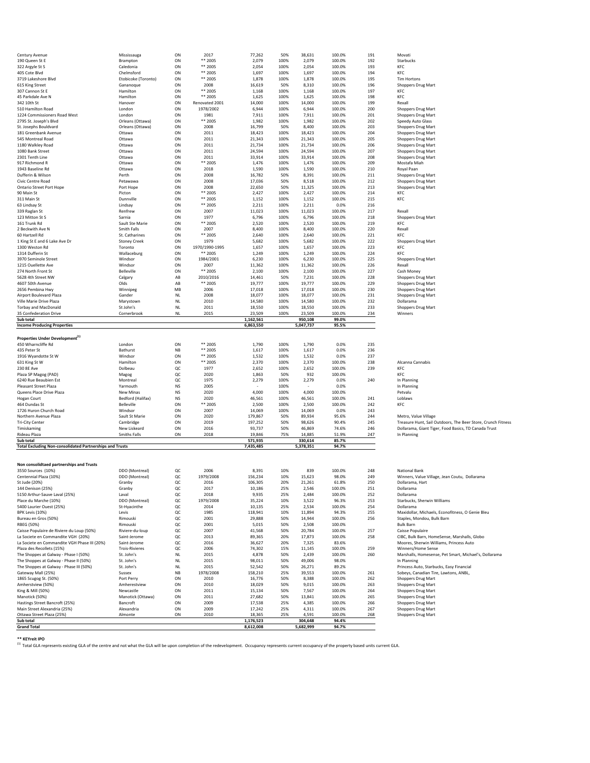| | | | | | | | | | |
|---|---|---|---|---|---|---|---|---|---|
| Century Avenue | Mississauga | ON | 2017 | 77,262 | 50% | 38,631 | 100.0% | 191 | Movati |
| 190 Queen St E | Brampton | ON | ** 2005 | 2,079 | 100% | 2,079 | 100.0% | 192 | Starbucks |
| 322 Argyle St S | Caledonia | ON | ** 2005 | 2,054 | 100% | 2,054 | 100.0% | 193 | KFC |
| 405 Cote Blvd | Chelmsford | ON | ** 2005 | 1,697 | 100% | 1,697 | 100.0% | 194 | KFC |
| 3719 Lakeshore Blvd | Etobicoke (Toronto) | ON | ** 2005 | 1,878 | 100% | 1,878 | 100.0% | 195 | Tim Hortons |
| 615 King Street | Gananoque | ON | 2008 | 16,619 | 50% | 8,310 | 100.0% | 196 | Shoppers Drug Mart |
| 307 Cannon St E | Hamilton | ON | ** 2005 | 1,168 | 100% | 1,168 | 100.0% | 197 | KFC |
| 45 Parkdale Ave N | Hamilton | ON | ** 2005 | 1,625 | 100% | 1,625 | 100.0% | 198 | KFC |
| 342 10th St | Hanover | ON | Renovated 2001 | 14,000 | 100% | 14,000 | 100.0% | 199 | Rexall |
| 510 Hamilton Road | London | ON | 1978/2002 | 6,944 | 100% | 6,944 | 100.0% | 200 | Shoppers Drug Mart |
| 1224 Commissioners Road West | London | ON | 1981 | 7,911 | 100% | 7,911 | 100.0% | 201 | Shoppers Drug Mart |
| 2795 St. Joseph's Blvd | Orleans (Ottawa) | ON | ** 2005 | 1,982 | 100% | 1,982 | 100.0% | 202 | Speedy Auto Glass |
| St. Josephs Bouldvard | Orleans (Ottawa) | ON | 2008 | 16,799 | 50% | 8,400 | 100.0% | 203 | Shoppers Drug Mart |
| 181 Greenbank Avenue | Ottawa | ON | 2011 | 18,423 | 100% | 18,423 | 100.0% | 204 | Shoppers Drug Mart |
| 545 Montreal Road | Ottawa | ON | 2011 | 21,343 | 100% | 21,343 | 100.0% | 205 | Shoppers Drug Mart |
| 1180 Walkley Road | Ottawa | ON | 2011 | 21,734 | 100% | 21,734 | 100.0% | 206 | Shoppers Drug Mart |
| 1080 Bank Street | Ottawa | ON | 2011 | 24,594 | 100% | 24,594 | 100.0% | 207 | Shoppers Drug Mart |
| 2301 Tenth Line | Ottawa | ON | 2011 | 33,914 | 100% | 33,914 | 100.0% | 208 | Shoppers Drug Mart |
| 917 Richmond R | Ottawa | ON | ** 2005 | 1,476 | 100% | 1,476 | 100.0% | 209 | Mostafa Miah |
| 1943 Baseline Rd | Ottawa | ON | 2018 | 1,590 | 100% | 1,590 | 100.0% | 210 | Royal Paan |
| Dufferin & Wilson | Perth | ON | 2008 | 16,782 | 50% | 8,391 | 100.0% | 211 | Shoppers Drug Mart |
| Civic Centre Road | Petawawa | ON | 2008 | 17,036 | 50% | 8,518 | 100.0% | 212 | Shoppers Drug Mart |
| Ontario Street Port Hope | Port Hope | ON | 2008 | 22,650 | 50% | 11,325 | 100.0% | 213 | Shoppers Drug Mart |
| 90 Main St | Picton | ON | ** 2005 | 2,427 | 100% | 2,427 | 100.0% | 214 | KFC |
| 311 Main St | Dunnville | ON | ** 2005 | 1,152 | 100% | 1,152 | 100.0% | 215 | KFC |
| 63 Lindsay St | Lindsay | ON | ** 2005 | 2,211 | 100% | 2,211 | 0.0% | 216 | |
| 339 Raglan St | Renfrew | ON | 2007 | 11,023 | 100% | 11,023 | 100.0% | 217 | Rexall |
| 123 Mitton St S | Sarnia | ON | 1977 | 6,796 | 100% | 6,796 | 100.0% | 218 | Shoppers Drug Mart |
| 161 Trunk Rd | Sault Ste Marie | ON | ** 2005 | 2,520 | 100% | 2,520 | 100.0% | 219 | KFC |
| 2 Beckwith Ave N | Smith Falls | ON | 2007 | 8,400 | 100% | 8,400 | 100.0% | 220 | Rexall |
| 60 Hartzell Rd | St. Catharines | ON | ** 2005 | 2,640 | 100% | 2,640 | 100.0% | 221 | KFC |
| 1 King St E and 6 Lake Ave Dr | Stoney Creek | ON | 1979 | 5,682 | 100% | 5,682 | 100.0% | 222 | Shoppers Drug Mart |
| 1300 Weston Rd | Toronto | ON | 1970/1990-1995 | 1,657 | 100% | 1,657 | 100.0% | 223 | KFC |
| 1314 Dufferin St | Wallaceburg | ON | ** 2005 | 1,249 | 100% | 1,249 | 100.0% | 224 | KFC |
| 3970 Seminole Street | Windsor | ON | 1984/2001 | 6,230 | 100% | 6,230 | 100.0% | 225 | Shoppers Drug Mart |
| 1215 Ouellette Ave | Windsor | ON | 2007 | 11,362 | 100% | 11,362 | 100.0% | 226 | Rexall |
| 274 North Front St | Belleville | ON | ** 2005 | 2,100 | 100% | 2,100 | 100.0% | 227 | Cash Money |
| 5628 4th Street NW | Calgary | AB | 2010/2016 | 14,461 | 50% | 7,231 | 100.0% | 228 | Shoppers Drug Mart |
| 4607 50th Avenue | Olds | AB | ** 2005 | 19,777 | 100% | 19,777 | 100.0% | 229 | Shoppers Drug Mart |
| 2656 Pembina Hwy | Winnipeg | MB | 2006 | 17,018 | 100% | 17,018 | 100.0% | 230 | Shoppers Drug Mart |
| Airport Boulevard Plaza | Gander | NL | 2008 | 18,077 | 100% | 18,077 | 100.0% | 231 | Shoppers Drug Mart |
| Ville Marie Drive Plaza | Marystown | NL | 2010 | 14,580 | 100% | 14,580 | 100.0% | 232 | Dollarama |
| Torbay and MacDonald | St John's | NL | 2011 | 18,550 | 100% | 18,550 | 100.0% | 233 | Shoppers Drug Mart |
| 35 Confederation Drive | Cornerbrook | NL | 2015 | 23,509 | 100% | 23,509 | 100.0% | 234 | Winners |
| **Sub total** | | | | **1,162,561** | | **950,108** | **99.0%** | | |
| **Income Producing Properties** | | | | **6,863,550** | | **5,047,737** | **95.5%** | | |
| | | | | | | | | | |
| **Properties Under Development[1]** | | | | | | | | | |
| 450 Wharncliffe Rd | London | ON | ** 2005 | 1,790 | 100% | 1,790 | 0.0% | 235 | |
| 435 Peter St | Bathurst | NB | ** 2005 | 1,617 | 100% | 1,617 | 0.0% | 236 | |
| 1916 Wyandotte St W | Windsor | ON | ** 2005 | 1,532 | 100% | 1,532 | 0.0% | 237 | |
| 631 King St W | Hamilton | ON | ** 2005 | 2,370 | 100% | 2,370 | 100.0% | 238 | Alcanna Cannabis |
| 230 8E Ave | Dolbeau | QC | 1977 | 2,652 | 100% | 2,652 | 100.0% | 239 | KFC |
| Plaza SP Magog (PAD) | Magog | QC | 2020 | 1,863 | 50% | 932 | 100.0% | | KFC |
| 6240 Rue Beaubien Est | Montreal | QC | 1975 | 2,279 | 100% | 2,279 | 0.0% | 240 | In Planning |
| Pleasant Street Plaza | Yarmouth | NS | 2005 | - | 100% | - | 0.0% | | In Planning |
| Queens Place Drive Plaza | New Minas | NS | 2020 | 4,000 | 100% | 4,000 | 100.0% | | Petvalu |
| Hogan Court | Bedford (Halifax) | NS | 2020 | 46,561 | 100% | 46,561 | 100.0% | 241 | Loblaws |
| 464 Dundas St | Belleville | ON | ** 2005 | 2,500 | 100% | 2,500 | 100.0% | 242 | KFC |
| 1726 Huron Church Road | Windsor | ON | 2007 | 14,069 | 100% | 14,069 | 0.0% | 243 | |
| Northern Avenue Plaza | Sault St Marie | ON | 2020 | 179,867 | 50% | 89,934 | 95.6% | 244 | Metro, Value Village |
| Tri-City Center | Cambridge | ON | 2019 | 197,252 | 50% | 98,626 | 90.4% | 245 | Treasure Hunt, Sail Outdoors, The Beer Store, Crunch Fitness |
| Timiskaming | New Liskeard | ON | 2016 | 93,737 | 50% | 46,869 | 74.6% | 246 | Dollarama, Giant Tiger, Food Basics, TD Canada Trust |
| Rideau Plaza | Smiths Falls | ON | 2018 | 19,846 | 75% | 14,885 | 51.9% | 247 | In Planning |
| **Sub total** | | | | **571,935** | | **330,614** | **85.7%** | | |
| **Total Excluding Non-consolidated Partnerships and Trusts** | | | | **7,435,485** | | **5,378,351** | **94.7%** | | |
| | | | | | | | | | |
| **Non consolidtaed partnerships and Trusts** | | | | | | | | | |
| 3550 Sources (10%) | DDO (Montreal) | QC | 2006 | 8,391 | 10% | 839 | 100.0% | 248 | National Bank |
| Centennial Plaza (10%) | DDO (Montreal) | QC | 1979/2008 | 156,234 | 10% | 15,623 | 98.0% | 249 | Winners, Value Village, Jean Coutu, Dollarama |
| St Jude (20%) | Granby | QC | 2016 | 106,305 | 20% | 21,261 | 61.8% | 250 | Dollarama, Hart |
| 144 Denison (25%) | Granby | QC | 2017 | 10,186 | 25% | 2,546 | 100.0% | 251 | Dollarama |
| 5150 Arthur-Sauve Laval (25%) | Laval | QC | 2018 | 9,935 | 25% | 2,484 | 100.0% | 252 | Dollarama |
| Place du Marche (10%) | DDO (Montreal) | QC | 1979/2008 | 35,224 | 10% | 3,522 | 96.3% | 253 | Starbucks, Sherwin Williams |
| 5400 Laurier Ouest (25%) | St-Hyacinthe | QC | 2014 | 10,135 | 25% | 2,534 | 100.0% | 254 | Dollarama |
| BPK Levis (10%) | Levis | QC | 1985 | 118,941 | 10% | 11,894 | 94.3% | 255 | Maxidollar, Michaels, Econofitness, O Genie Bleu |
| Bureau en Gros (50%) | Rimouski | QC | 2001 | 29,888 | 50% | 14,944 | 100.0% | 256 | Staples, Mondou, Bulk Barn |
| RBEG (50%) | Rimouski | QC | 2001 | 5,015 | 50% | 2,508 | 100.0% | | Bulk Barn |
| Caisse Populaire de Riviere du Loup (50%) | Riviere-du-loup | QC | 2007 | 41,568 | 50% | 20,784 | 100.0% | 257 | Caisse Populaire |
| La Societe en Commandite VGH (20%) | Saint-Jerome | QC | 2013 | 89,365 | 20% | 17,873 | 100.0% | 258 | CIBC, Bulk Barn, HomeSense, Marshalls, Globo |
| La Societe en Commandite VGH Phase III (20%) | Saint-Jerome | QC | 2016 | 36,627 | 20% | 7,325 | 83.6% | | Moores, Sherwin Williams, Princess Auto |
| Plaza des Recollets (15%) | Trois-Rivieres | QC | 2006 | 74,302 | 15% | 11,145 | 100.0% | 259 | Winners/Home Sense |
| The Shoppes at Galway - Phase I (50%) | St. John's | NL | 2015 | 4,878 | 50% | 2,439 | 100.0% | 260 | Marshalls, Homesense, Pet Smart, Michael's, Dollarama |
| The Shoppes at Galway - Phase II (50%) | St. John's | NL | 2015 | 98,011 | 50% | 49,006 | 98.0% | | In Planning |
| The Shoppes at Galway - Phase III (50%) | St. John's | NL | 2015 | 52,542 | 50% | 26,271 | 89.2% | | Princess Auto, Starbucks, Easy Financial |
| Gateway Mall (25%) | Sussex | NB | 1978/2008 | 158,210 | 25% | 39,553 | 100.0% | 261 | Sobeys, Canadian Tire, Lawtons, ANBL, |
| 1865 Scugog St. (50%) | Port Perry | ON | 2010 | 16,776 | 50% | 8,388 | 100.0% | 262 | Shoppers Drug Mart |
| Amherstview (50%) | Amherstview | ON | 2010 | 18,029 | 50% | 9,015 | 100.0% | 263 | Shoppers Drug Mart |
| King & Mill (50%) | Newcastle | ON | 2011 | 15,134 | 50% | 7,567 | 100.0% | 264 | Shoppers Drug Mart |
| Manotick (50%) | Manotick (Ottawa) | ON | 2011 | 27,682 | 50% | 13,841 | 100.0% | 265 | Shoppers Drug Mart |
| Hastings Street Bancroft (25%) | Bancroft | ON | 2009 | 17,538 | 25% | 4,385 | 100.0% | 266 | Shoppers Drug Mart |
| Main Street Alexandria (25%) | Alexandria | ON | 2009 | 17,242 | 25% | 4,311 | 100.0% | 267 | Shoppers Drug Mart |
| Ottawa Street Plaza (25%) | Almonte | ON | 2010 | 18,365 | 25% | 4,591 | 100.0% | 268 | Shoppers Drug Mart |
| **Sub total** | | | | **1,176,523** | | **304,648** | **94.4%** | | |
| **Grand Total** | | | | **8,612,008** | | **5,682,999** | **94.7%** | | |

**** KEYreit IPO**

[1] Total GLA represents existing GLA of the centre and not what the GLA will be upon completion of the redevelopment. Occupancy represents current occupancy of the property based units current GLA.